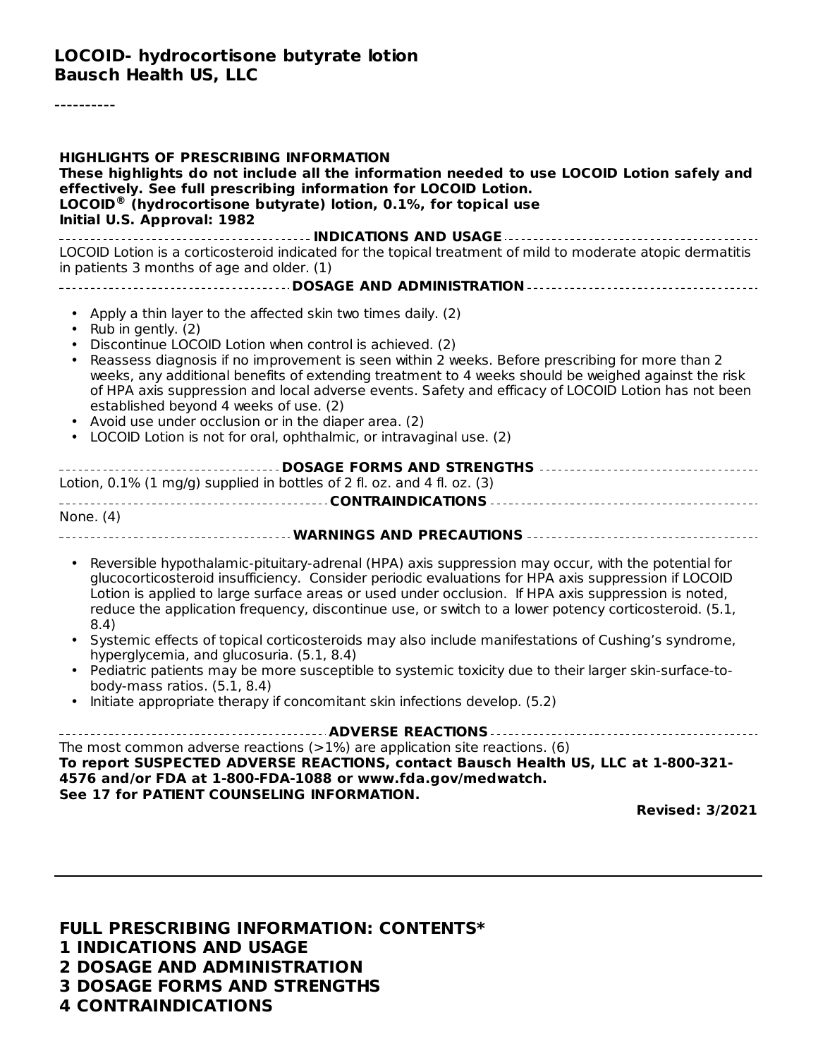# LOCOID- hydrocortisone butyrate lotion
## Bausch Health US, LLC

----------

**HIGHLIGHTS OF PRESCRIBING INFORMATION**
**These highlights do not include all the information needed to use LOCOID Lotion safely and effectively. See full prescribing information for LOCOID Lotion.**
**LOCOID® (hydrocortisone butyrate) lotion, 0.1%, for topical use**
**Initial U.S. Approval: 1982**

**INDICATIONS AND USAGE**

LOCOID Lotion is a corticosteroid indicated for the topical treatment of mild to moderate atopic dermatitis in patients 3 months of age and older. (1)

**DOSAGE AND ADMINISTRATION**

- Apply a thin layer to the affected skin two times daily. (2)
- Rub in gently. (2)
- Discontinue LOCOID Lotion when control is achieved. (2)
- Reassess diagnosis if no improvement is seen within 2 weeks. Before prescribing for more than 2 weeks, any additional benefits of extending treatment to 4 weeks should be weighed against the risk of HPA axis suppression and local adverse events. Safety and efficacy of LOCOID Lotion has not been established beyond 4 weeks of use. (2)
- Avoid use under occlusion or in the diaper area. (2)
- LOCOID Lotion is not for oral, ophthalmic, or intravaginal use. (2)

**DOSAGE FORMS AND STRENGTHS**

Lotion, 0.1% (1 mg/g) supplied in bottles of 2 fl. oz. and 4 fl. oz. (3)

**CONTRAINDICATIONS**

None. (4)

**WARNINGS AND PRECAUTIONS**

- Reversible hypothalamic-pituitary-adrenal (HPA) axis suppression may occur, with the potential for glucocorticosteroid insufficiency. Consider periodic evaluations for HPA axis suppression if LOCOID Lotion is applied to large surface areas or used under occlusion. If HPA axis suppression is noted, reduce the application frequency, discontinue use, or switch to a lower potency corticosteroid. (5.1, 8.4)
- Systemic effects of topical corticosteroids may also include manifestations of Cushing's syndrome, hyperglycemia, and glucosuria. (5.1, 8.4)
- Pediatric patients may be more susceptible to systemic toxicity due to their larger skin-surface-to-body-mass ratios. (5.1, 8.4)
- Initiate appropriate therapy if concomitant skin infections develop. (5.2)

**ADVERSE REACTIONS**

The most common adverse reactions (>1%) are application site reactions. (6)

**To report SUSPECTED ADVERSE REACTIONS, contact Bausch Health US, LLC at 1-800-321-4576 and/or FDA at 1-800-FDA-1088 or www.fda.gov/medwatch.**
**See 17 for PATIENT COUNSELING INFORMATION.**

**Revised: 3/2021**

---

**FULL PRESCRIBING INFORMATION: CONTENTS***
**1 INDICATIONS AND USAGE**
**2 DOSAGE AND ADMINISTRATION**
**3 DOSAGE FORMS AND STRENGTHS**
**4 CONTRAINDICATIONS**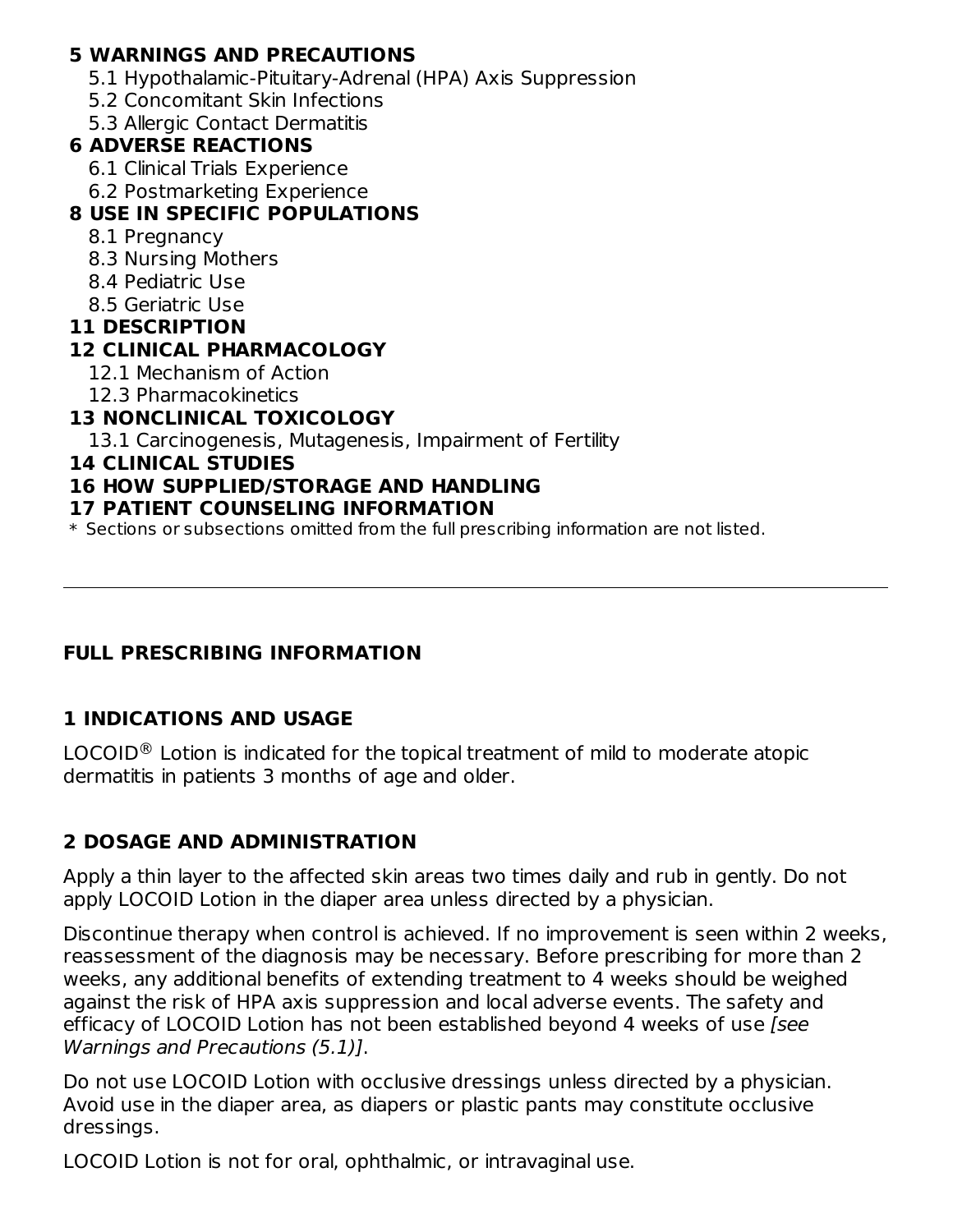**5 WARNINGS AND PRECAUTIONS**

5.1 Hypothalamic-Pituitary-Adrenal (HPA) Axis Suppression

5.2 Concomitant Skin Infections

5.3 Allergic Contact Dermatitis

**6 ADVERSE REACTIONS**

6.1 Clinical Trials Experience

6.2 Postmarketing Experience

**8 USE IN SPECIFIC POPULATIONS**

8.1 Pregnancy

8.3 Nursing Mothers

8.4 Pediatric Use

8.5 Geriatric Use

**11 DESCRIPTION**

**12 CLINICAL PHARMACOLOGY**

12.1 Mechanism of Action

12.3 Pharmacokinetics

**13 NONCLINICAL TOXICOLOGY**

13.1 Carcinogenesis, Mutagenesis, Impairment of Fertility

**14 CLINICAL STUDIES**

**16 HOW SUPPLIED/STORAGE AND HANDLING**

**17 PATIENT COUNSELING INFORMATION**

* Sections or subsections omitted from the full prescribing information are not listed.

---

## FULL PRESCRIBING INFORMATION

### 1 INDICATIONS AND USAGE

LOCOID® Lotion is indicated for the topical treatment of mild to moderate atopic dermatitis in patients 3 months of age and older.

### 2 DOSAGE AND ADMINISTRATION

Apply a thin layer to the affected skin areas two times daily and rub in gently. Do not apply LOCOID Lotion in the diaper area unless directed by a physician.

Discontinue therapy when control is achieved. If no improvement is seen within 2 weeks, reassessment of the diagnosis may be necessary. Before prescribing for more than 2 weeks, any additional benefits of extending treatment to 4 weeks should be weighed against the risk of HPA axis suppression and local adverse events. The safety and efficacy of LOCOID Lotion has not been established beyond 4 weeks of use *[see Warnings and Precautions (5.1)]*.

Do not use LOCOID Lotion with occlusive dressings unless directed by a physician. Avoid use in the diaper area, as diapers or plastic pants may constitute occlusive dressings.

LOCOID Lotion is not for oral, ophthalmic, or intravaginal use.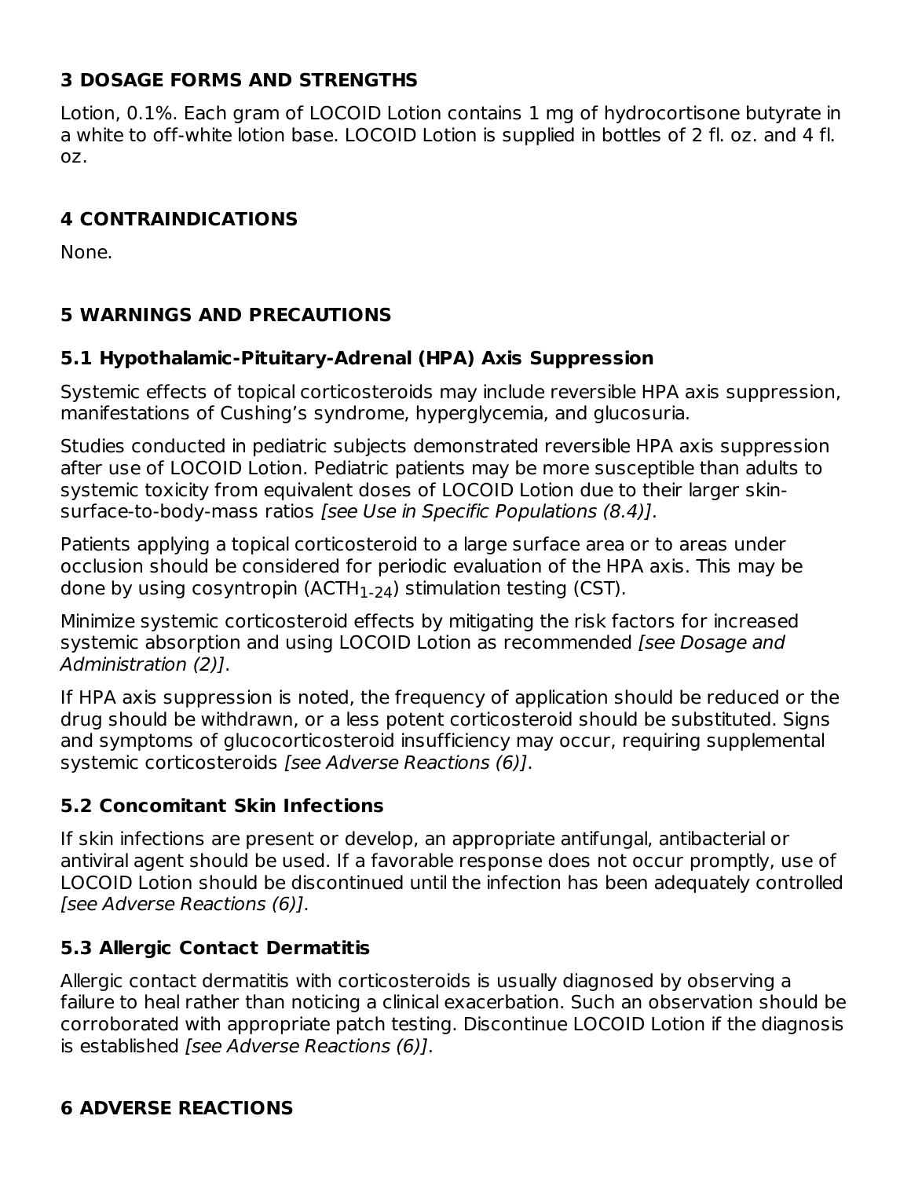## 3 DOSAGE FORMS AND STRENGTHS

Lotion, 0.1%. Each gram of LOCOID Lotion contains 1 mg of hydrocortisone butyrate in a white to off-white lotion base. LOCOID Lotion is supplied in bottles of 2 fl. oz. and 4 fl. oz.

## 4 CONTRAINDICATIONS

None.

## 5 WARNINGS AND PRECAUTIONS

### 5.1 Hypothalamic-Pituitary-Adrenal (HPA) Axis Suppression

Systemic effects of topical corticosteroids may include reversible HPA axis suppression, manifestations of Cushing's syndrome, hyperglycemia, and glucosuria.

Studies conducted in pediatric subjects demonstrated reversible HPA axis suppression after use of LOCOID Lotion. Pediatric patients may be more susceptible than adults to systemic toxicity from equivalent doses of LOCOID Lotion due to their larger skin-surface-to-body-mass ratios *[see Use in Specific Populations (8.4)]*.

Patients applying a topical corticosteroid to a large surface area or to areas under occlusion should be considered for periodic evaluation of the HPA axis. This may be done by using cosyntropin ($ACTH_{1-24}$) stimulation testing (CST).

Minimize systemic corticosteroid effects by mitigating the risk factors for increased systemic absorption and using LOCOID Lotion as recommended *[see Dosage and Administration (2)]*.

If HPA axis suppression is noted, the frequency of application should be reduced or the drug should be withdrawn, or a less potent corticosteroid should be substituted. Signs and symptoms of glucocorticosteroid insufficiency may occur, requiring supplemental systemic corticosteroids *[see Adverse Reactions (6)]*.

### 5.2 Concomitant Skin Infections

If skin infections are present or develop, an appropriate antifungal, antibacterial or antiviral agent should be used. If a favorable response does not occur promptly, use of LOCOID Lotion should be discontinued until the infection has been adequately controlled *[see Adverse Reactions (6)]*.

### 5.3 Allergic Contact Dermatitis

Allergic contact dermatitis with corticosteroids is usually diagnosed by observing a failure to heal rather than noticing a clinical exacerbation. Such an observation should be corroborated with appropriate patch testing. Discontinue LOCOID Lotion if the diagnosis is established *[see Adverse Reactions (6)]*.

## 6 ADVERSE REACTIONS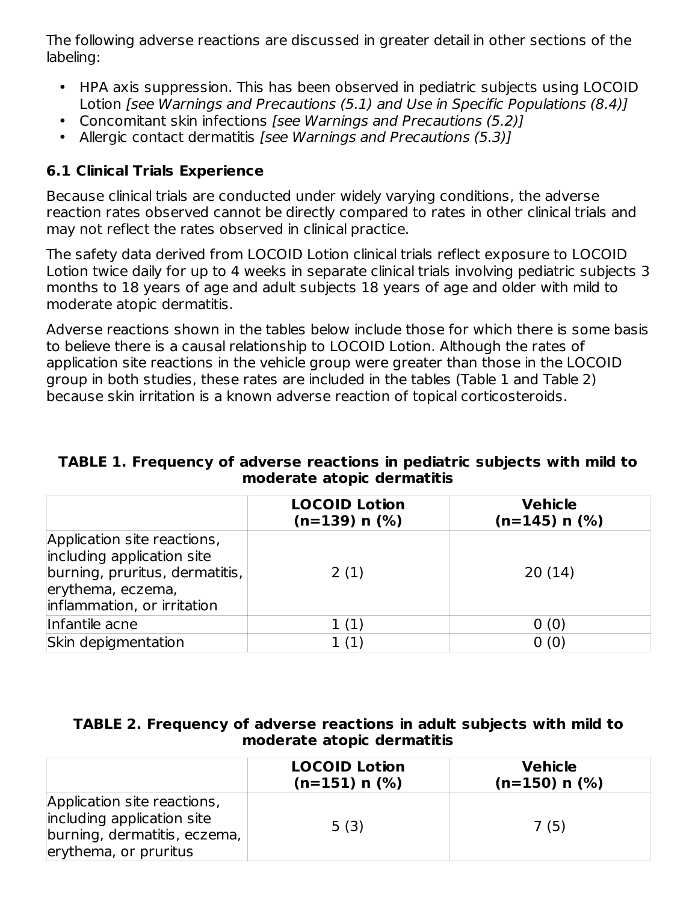The following adverse reactions are discussed in greater detail in other sections of the labeling:

- HPA axis suppression. This has been observed in pediatric subjects using LOCOID Lotion *[see Warnings and Precautions (5.1) and Use in Specific Populations (8.4)]*
- Concomitant skin infections *[see Warnings and Precautions (5.2)]*
- Allergic contact dermatitis *[see Warnings and Precautions (5.3)]*

### 6.1 Clinical Trials Experience

Because clinical trials are conducted under widely varying conditions, the adverse reaction rates observed cannot be directly compared to rates in other clinical trials and may not reflect the rates observed in clinical practice.

The safety data derived from LOCOID Lotion clinical trials reflect exposure to LOCOID Lotion twice daily for up to 4 weeks in separate clinical trials involving pediatric subjects 3 months to 18 years of age and adult subjects 18 years of age and older with mild to moderate atopic dermatitis.

Adverse reactions shown in the tables below include those for which there is some basis to believe there is a causal relationship to LOCOID Lotion. Although the rates of application site reactions in the vehicle group were greater than those in the LOCOID group in both studies, these rates are included in the tables (Table 1 and Table 2) because skin irritation is a known adverse reaction of topical corticosteroids.

**TABLE 1. Frequency of adverse reactions in pediatric subjects with mild to moderate atopic dermatitis**

| | LOCOID Lotion (n=139) n (%) | Vehicle (n=145) n (%) |
|---|---|---|
| Application site reactions, including application site burning, pruritus, dermatitis, erythema, eczema, inflammation, or irritation | 2 (1) | 20 (14) |
| Infantile acne | 1 (1) | 0 (0) |
| Skin depigmentation | 1 (1) | 0 (0) |

**TABLE 2. Frequency of adverse reactions in adult subjects with mild to moderate atopic dermatitis**

| | LOCOID Lotion (n=151) n (%) | Vehicle (n=150) n (%) |
|---|---|---|
| Application site reactions, including application site burning, dermatitis, eczema, erythema, or pruritus | 5 (3) | 7 (5) |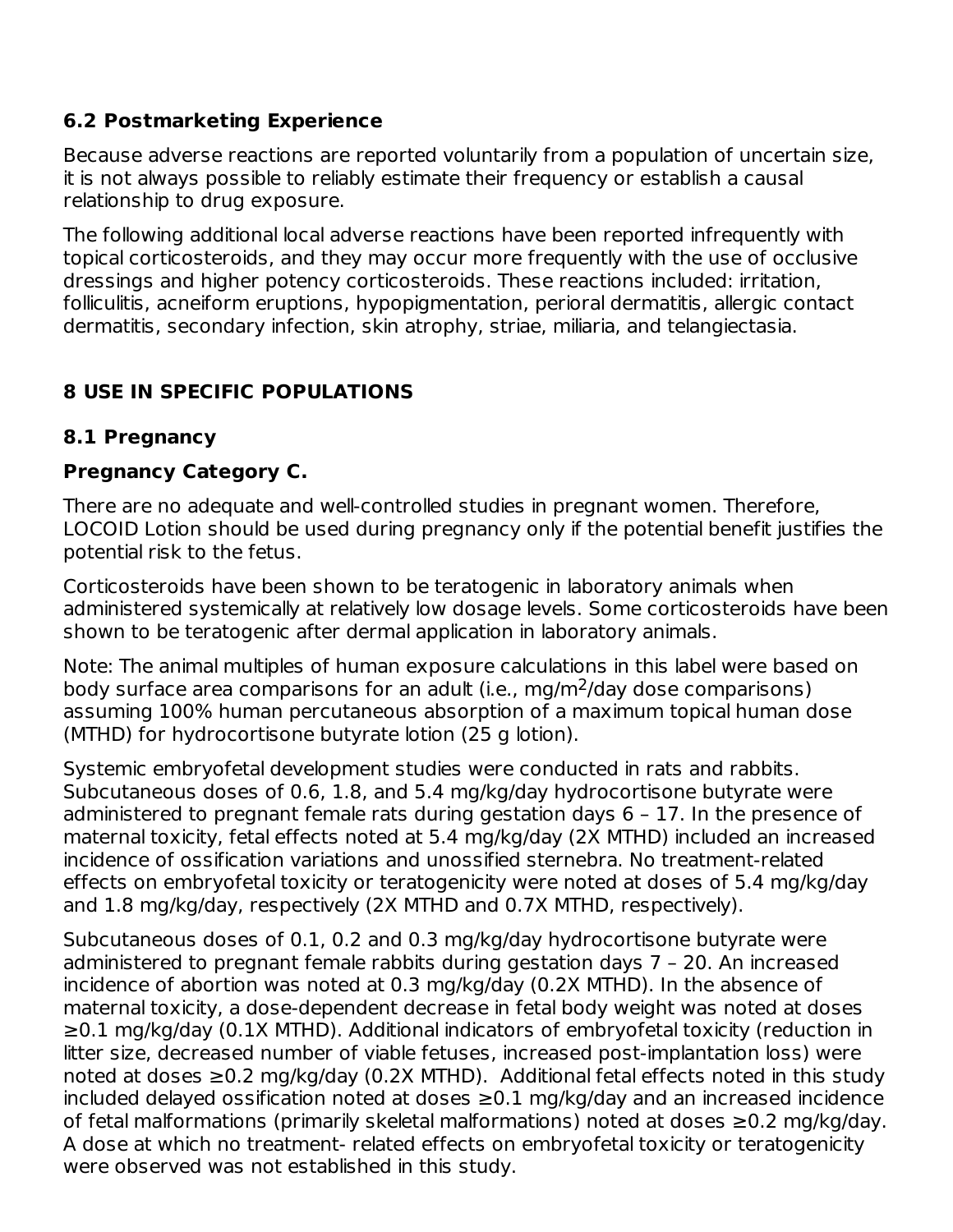### 6.2 Postmarketing Experience

Because adverse reactions are reported voluntarily from a population of uncertain size, it is not always possible to reliably estimate their frequency or establish a causal relationship to drug exposure.

The following additional local adverse reactions have been reported infrequently with topical corticosteroids, and they may occur more frequently with the use of occlusive dressings and higher potency corticosteroids. These reactions included: irritation, folliculitis, acneiform eruptions, hypopigmentation, perioral dermatitis, allergic contact dermatitis, secondary infection, skin atrophy, striae, miliaria, and telangiectasia.

## 8 USE IN SPECIFIC POPULATIONS

### 8.1 Pregnancy

**Pregnancy Category C.**

There are no adequate and well-controlled studies in pregnant women. Therefore, LOCOID Lotion should be used during pregnancy only if the potential benefit justifies the potential risk to the fetus.

Corticosteroids have been shown to be teratogenic in laboratory animals when administered systemically at relatively low dosage levels. Some corticosteroids have been shown to be teratogenic after dermal application in laboratory animals.

Note: The animal multiples of human exposure calculations in this label were based on body surface area comparisons for an adult (i.e., $mg/m^2$/day dose comparisons) assuming 100% human percutaneous absorption of a maximum topical human dose (MTHD) for hydrocortisone butyrate lotion (25 g lotion).

Systemic embryofetal development studies were conducted in rats and rabbits. Subcutaneous doses of 0.6, 1.8, and 5.4 mg/kg/day hydrocortisone butyrate were administered to pregnant female rats during gestation days 6 – 17. In the presence of maternal toxicity, fetal effects noted at 5.4 mg/kg/day (2X MTHD) included an increased incidence of ossification variations and unossified sternebra. No treatment-related effects on embryofetal toxicity or teratogenicity were noted at doses of 5.4 mg/kg/day and 1.8 mg/kg/day, respectively (2X MTHD and 0.7X MTHD, respectively).

Subcutaneous doses of 0.1, 0.2 and 0.3 mg/kg/day hydrocortisone butyrate were administered to pregnant female rabbits during gestation days 7 – 20. An increased incidence of abortion was noted at 0.3 mg/kg/day (0.2X MTHD). In the absence of maternal toxicity, a dose-dependent decrease in fetal body weight was noted at doses ≥0.1 mg/kg/day (0.1X MTHD). Additional indicators of embryofetal toxicity (reduction in litter size, decreased number of viable fetuses, increased post-implantation loss) were noted at doses ≥0.2 mg/kg/day (0.2X MTHD). Additional fetal effects noted in this study included delayed ossification noted at doses ≥0.1 mg/kg/day and an increased incidence of fetal malformations (primarily skeletal malformations) noted at doses ≥0.2 mg/kg/day. A dose at which no treatment- related effects on embryofetal toxicity or teratogenicity were observed was not established in this study.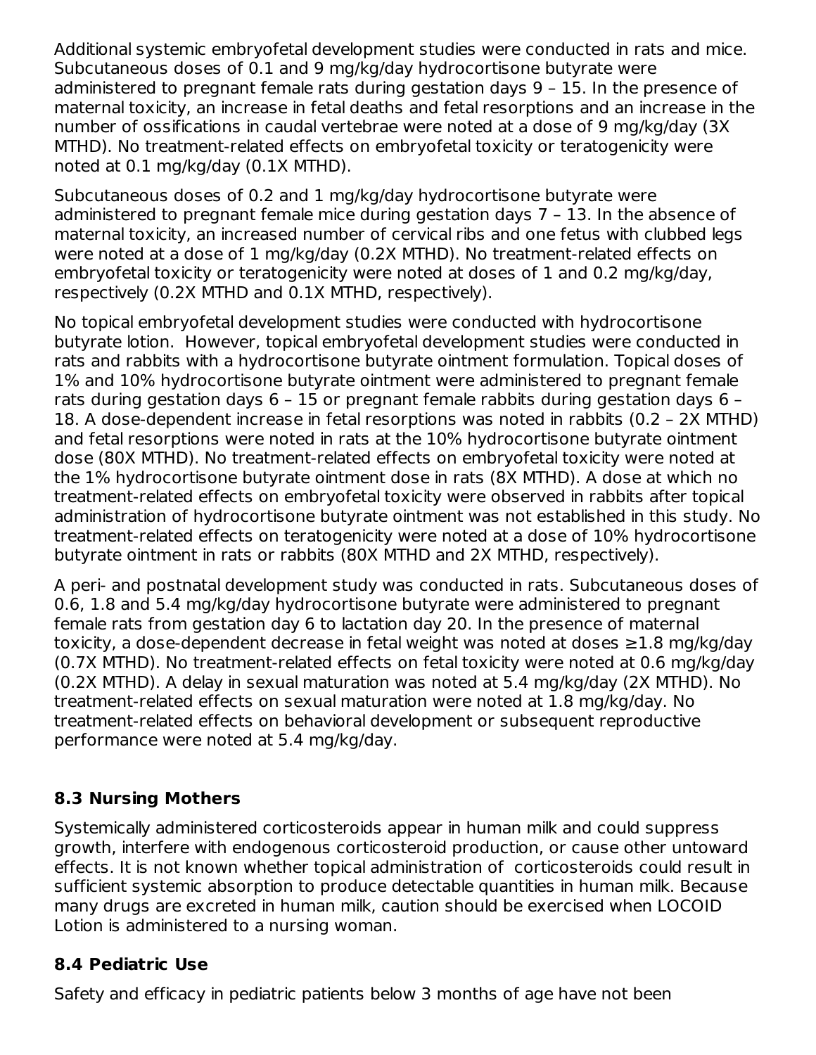Additional systemic embryofetal development studies were conducted in rats and mice. Subcutaneous doses of 0.1 and 9 mg/kg/day hydrocortisone butyrate were administered to pregnant female rats during gestation days 9 – 15. In the presence of maternal toxicity, an increase in fetal deaths and fetal resorptions and an increase in the number of ossifications in caudal vertebrae were noted at a dose of 9 mg/kg/day (3X MTHD). No treatment-related effects on embryofetal toxicity or teratogenicity were noted at 0.1 mg/kg/day (0.1X MTHD).

Subcutaneous doses of 0.2 and 1 mg/kg/day hydrocortisone butyrate were administered to pregnant female mice during gestation days 7 – 13. In the absence of maternal toxicity, an increased number of cervical ribs and one fetus with clubbed legs were noted at a dose of 1 mg/kg/day (0.2X MTHD). No treatment-related effects on embryofetal toxicity or teratogenicity were noted at doses of 1 and 0.2 mg/kg/day, respectively (0.2X MTHD and 0.1X MTHD, respectively).

No topical embryofetal development studies were conducted with hydrocortisone butyrate lotion. However, topical embryofetal development studies were conducted in rats and rabbits with a hydrocortisone butyrate ointment formulation. Topical doses of 1% and 10% hydrocortisone butyrate ointment were administered to pregnant female rats during gestation days 6 – 15 or pregnant female rabbits during gestation days 6 – 18. A dose-dependent increase in fetal resorptions was noted in rabbits (0.2 – 2X MTHD) and fetal resorptions were noted in rats at the 10% hydrocortisone butyrate ointment dose (80X MTHD). No treatment-related effects on embryofetal toxicity were noted at the 1% hydrocortisone butyrate ointment dose in rats (8X MTHD). A dose at which no treatment-related effects on embryofetal toxicity were observed in rabbits after topical administration of hydrocortisone butyrate ointment was not established in this study. No treatment-related effects on teratogenicity were noted at a dose of 10% hydrocortisone butyrate ointment in rats or rabbits (80X MTHD and 2X MTHD, respectively).

A peri- and postnatal development study was conducted in rats. Subcutaneous doses of 0.6, 1.8 and 5.4 mg/kg/day hydrocortisone butyrate were administered to pregnant female rats from gestation day 6 to lactation day 20. In the presence of maternal toxicity, a dose-dependent decrease in fetal weight was noted at doses ≥1.8 mg/kg/day (0.7X MTHD). No treatment-related effects on fetal toxicity were noted at 0.6 mg/kg/day (0.2X MTHD). A delay in sexual maturation was noted at 5.4 mg/kg/day (2X MTHD). No treatment-related effects on sexual maturation were noted at 1.8 mg/kg/day. No treatment-related effects on behavioral development or subsequent reproductive performance were noted at 5.4 mg/kg/day.

### 8.3 Nursing Mothers

Systemically administered corticosteroids appear in human milk and could suppress growth, interfere with endogenous corticosteroid production, or cause other untoward effects. It is not known whether topical administration of corticosteroids could result in sufficient systemic absorption to produce detectable quantities in human milk. Because many drugs are excreted in human milk, caution should be exercised when LOCOID Lotion is administered to a nursing woman.

### 8.4 Pediatric Use

Safety and efficacy in pediatric patients below 3 months of age have not been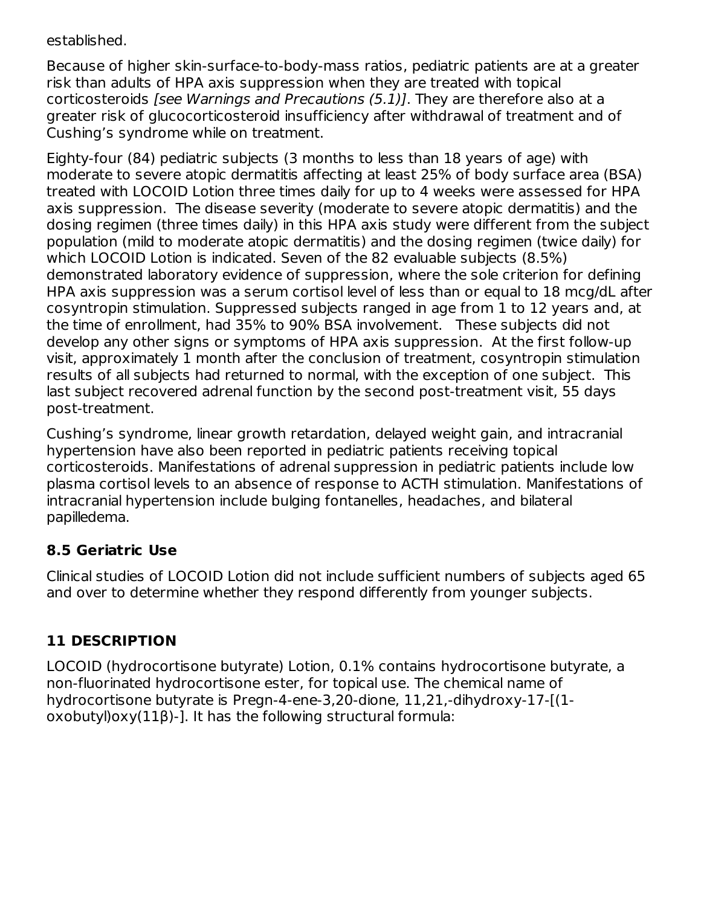established.

Because of higher skin-surface-to-body-mass ratios, pediatric patients are at a greater risk than adults of HPA axis suppression when they are treated with topical corticosteroids *[see Warnings and Precautions (5.1)]*. They are therefore also at a greater risk of glucocorticosteroid insufficiency after withdrawal of treatment and of Cushing's syndrome while on treatment.

Eighty-four (84) pediatric subjects (3 months to less than 18 years of age) with moderate to severe atopic dermatitis affecting at least 25% of body surface area (BSA) treated with LOCOID Lotion three times daily for up to 4 weeks were assessed for HPA axis suppression. The disease severity (moderate to severe atopic dermatitis) and the dosing regimen (three times daily) in this HPA axis study were different from the subject population (mild to moderate atopic dermatitis) and the dosing regimen (twice daily) for which LOCOID Lotion is indicated. Seven of the 82 evaluable subjects (8.5%) demonstrated laboratory evidence of suppression, where the sole criterion for defining HPA axis suppression was a serum cortisol level of less than or equal to 18 mcg/dL after cosyntropin stimulation. Suppressed subjects ranged in age from 1 to 12 years and, at the time of enrollment, had 35% to 90% BSA involvement. These subjects did not develop any other signs or symptoms of HPA axis suppression. At the first follow-up visit, approximately 1 month after the conclusion of treatment, cosyntropin stimulation results of all subjects had returned to normal, with the exception of one subject. This last subject recovered adrenal function by the second post-treatment visit, 55 days post-treatment.

Cushing's syndrome, linear growth retardation, delayed weight gain, and intracranial hypertension have also been reported in pediatric patients receiving topical corticosteroids. Manifestations of adrenal suppression in pediatric patients include low plasma cortisol levels to an absence of response to ACTH stimulation. Manifestations of intracranial hypertension include bulging fontanelles, headaches, and bilateral papilledema.

### 8.5 Geriatric Use

Clinical studies of LOCOID Lotion did not include sufficient numbers of subjects aged 65 and over to determine whether they respond differently from younger subjects.

## 11 DESCRIPTION

LOCOID (hydrocortisone butyrate) Lotion, 0.1% contains hydrocortisone butyrate, a non-fluorinated hydrocortisone ester, for topical use. The chemical name of hydrocortisone butyrate is Pregn-4-ene-3,20-dione, 11,21,-dihydroxy-17-[(1-oxobutyl)oxy(11β)-]. It has the following structural formula: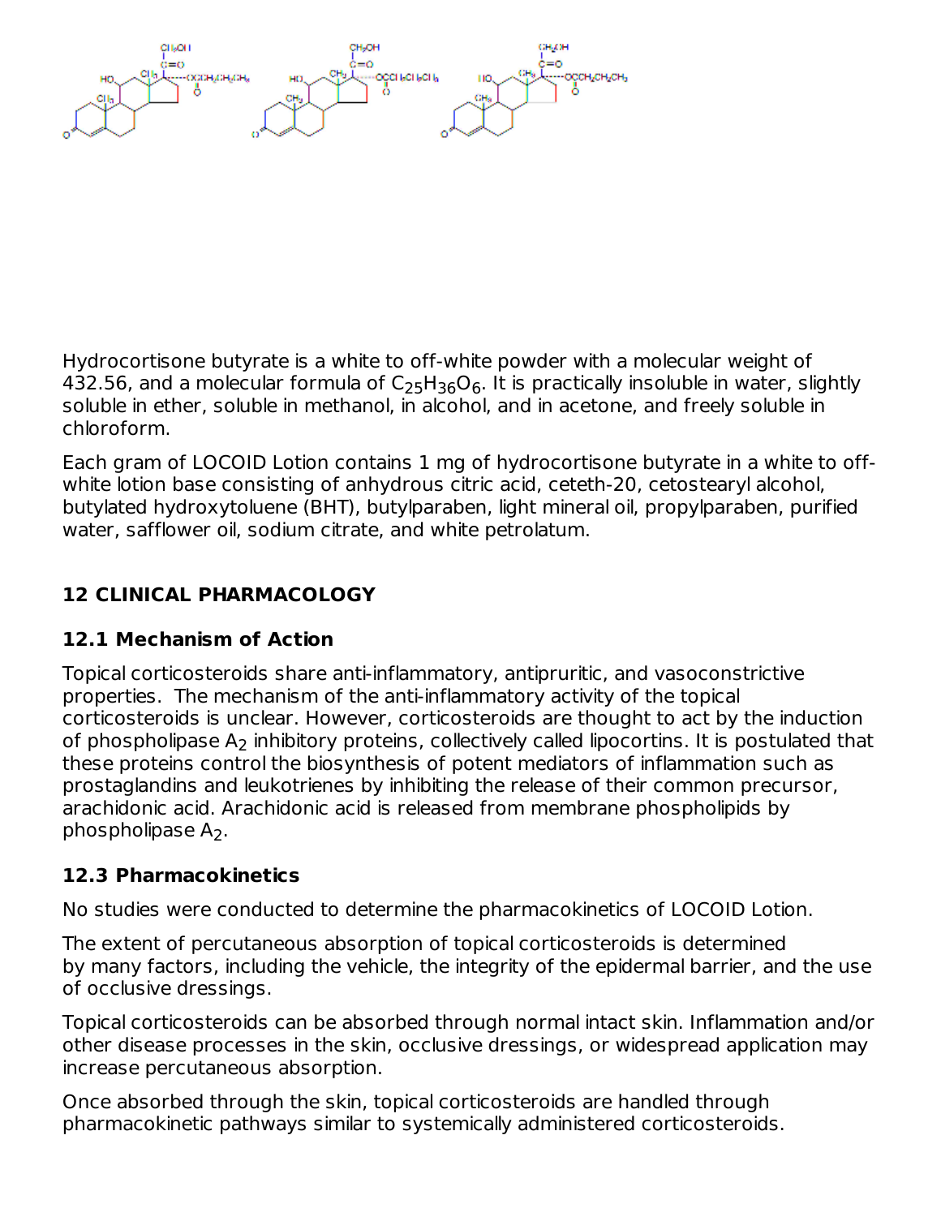Hydrocortisone butyrate is a white to off-white powder with a molecular weight of 432.56, and a molecular formula of $C_{25}H_{36}O_6$. It is practically insoluble in water, slightly soluble in ether, soluble in methanol, in alcohol, and in acetone, and freely soluble in chloroform.

Each gram of LOCOID Lotion contains 1 mg of hydrocortisone butyrate in a white to off-white lotion base consisting of anhydrous citric acid, ceteth-20, cetostearyl alcohol, butylated hydroxytoluene (BHT), butylparaben, light mineral oil, propylparaben, purified water, safflower oil, sodium citrate, and white petrolatum.

## 12 CLINICAL PHARMACOLOGY

### 12.1 Mechanism of Action

Topical corticosteroids share anti-inflammatory, antipruritic, and vasoconstrictive properties. The mechanism of the anti-inflammatory activity of the topical corticosteroids is unclear. However, corticosteroids are thought to act by the induction of phospholipase $A_2$ inhibitory proteins, collectively called lipocortins. It is postulated that these proteins control the biosynthesis of potent mediators of inflammation such as prostaglandins and leukotrienes by inhibiting the release of their common precursor, arachidonic acid. Arachidonic acid is released from membrane phospholipids by phospholipase $A_2$.

### 12.3 Pharmacokinetics

No studies were conducted to determine the pharmacokinetics of LOCOID Lotion.

The extent of percutaneous absorption of topical corticosteroids is determined by many factors, including the vehicle, the integrity of the epidermal barrier, and the use of occlusive dressings.

Topical corticosteroids can be absorbed through normal intact skin. Inflammation and/or other disease processes in the skin, occlusive dressings, or widespread application may increase percutaneous absorption.

Once absorbed through the skin, topical corticosteroids are handled through pharmacokinetic pathways similar to systemically administered corticosteroids.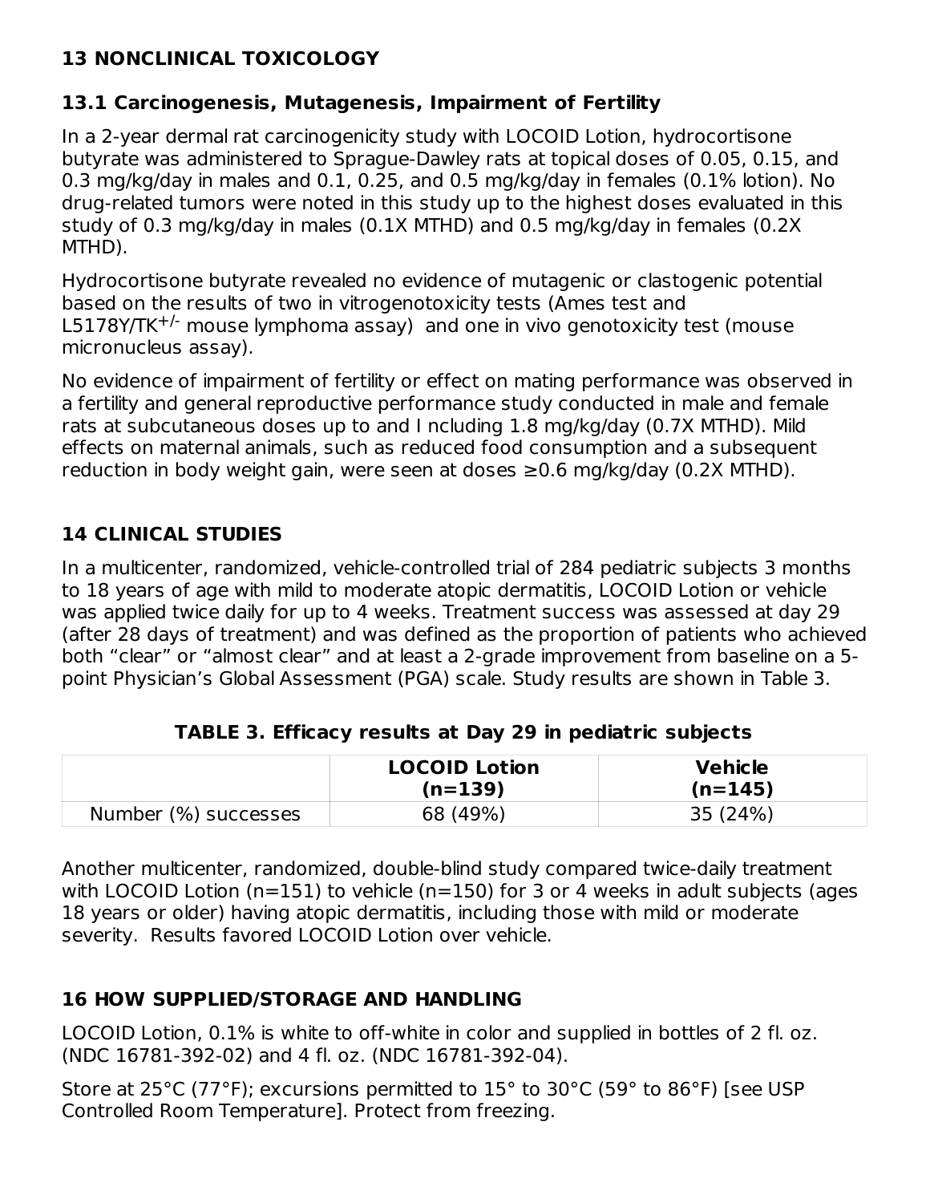## 13 NONCLINICAL TOXICOLOGY

### 13.1 Carcinogenesis, Mutagenesis, Impairment of Fertility

In a 2-year dermal rat carcinogenicity study with LOCOID Lotion, hydrocortisone butyrate was administered to Sprague-Dawley rats at topical doses of 0.05, 0.15, and 0.3 mg/kg/day in males and 0.1, 0.25, and 0.5 mg/kg/day in females (0.1% lotion). No drug-related tumors were noted in this study up to the highest doses evaluated in this study of 0.3 mg/kg/day in males (0.1X MTHD) and 0.5 mg/kg/day in females (0.2X MTHD).

Hydrocortisone butyrate revealed no evidence of mutagenic or clastogenic potential based on the results of two in vitrogenotoxicity tests (Ames test and L5178Y/TK$^{+/-}$ mouse lymphoma assay) and one in vivo genotoxicity test (mouse micronucleus assay).

No evidence of impairment of fertility or effect on mating performance was observed in a fertility and general reproductive performance study conducted in male and female rats at subcutaneous doses up to and I ncluding 1.8 mg/kg/day (0.7X MTHD). Mild effects on maternal animals, such as reduced food consumption and a subsequent reduction in body weight gain, were seen at doses ≥0.6 mg/kg/day (0.2X MTHD).

## 14 CLINICAL STUDIES

In a multicenter, randomized, vehicle-controlled trial of 284 pediatric subjects 3 months to 18 years of age with mild to moderate atopic dermatitis, LOCOID Lotion or vehicle was applied twice daily for up to 4 weeks. Treatment success was assessed at day 29 (after 28 days of treatment) and was defined as the proportion of patients who achieved both "clear" or "almost clear" and at least a 2-grade improvement from baseline on a 5-point Physician's Global Assessment (PGA) scale. Study results are shown in Table 3.

**TABLE 3. Efficacy results at Day 29 in pediatric subjects**

| | LOCOID Lotion (n=139) | Vehicle (n=145) |
|---|---|---|
| Number (%) successes | 68 (49%) | 35 (24%) |

Another multicenter, randomized, double-blind study compared twice-daily treatment with LOCOID Lotion (n=151) to vehicle (n=150) for 3 or 4 weeks in adult subjects (ages 18 years or older) having atopic dermatitis, including those with mild or moderate severity. Results favored LOCOID Lotion over vehicle.

## 16 HOW SUPPLIED/STORAGE AND HANDLING

LOCOID Lotion, 0.1% is white to off-white in color and supplied in bottles of 2 fl. oz. (NDC 16781-392-02) and 4 fl. oz. (NDC 16781-392-04).

Store at 25°C (77°F); excursions permitted to 15° to 30°C (59° to 86°F) [see USP Controlled Room Temperature]. Protect from freezing.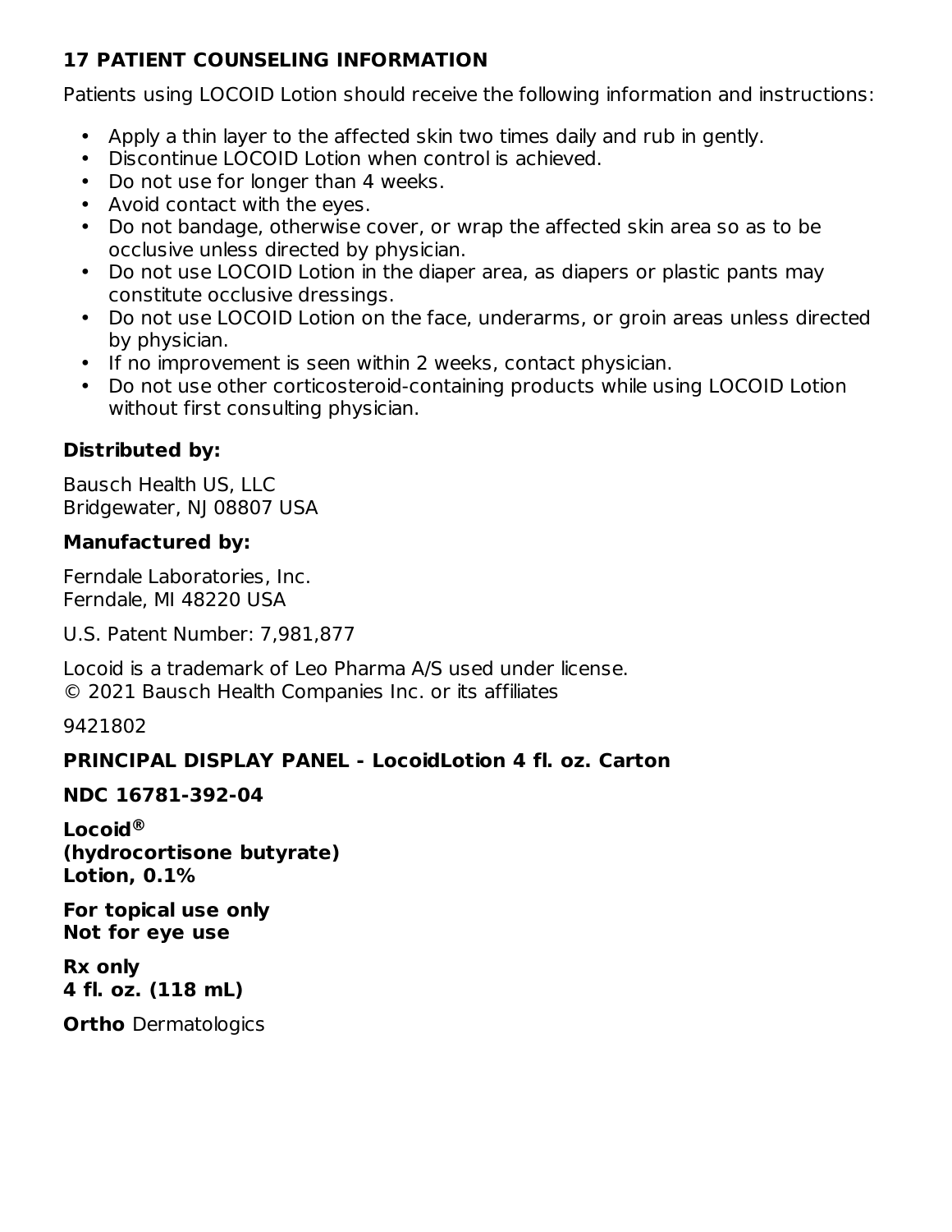## 17 PATIENT COUNSELING INFORMATION

Patients using LOCOID Lotion should receive the following information and instructions:

- Apply a thin layer to the affected skin two times daily and rub in gently.
- Discontinue LOCOID Lotion when control is achieved.
- Do not use for longer than 4 weeks.
- Avoid contact with the eyes.
- Do not bandage, otherwise cover, or wrap the affected skin area so as to be occlusive unless directed by physician.
- Do not use LOCOID Lotion in the diaper area, as diapers or plastic pants may constitute occlusive dressings.
- Do not use LOCOID Lotion on the face, underarms, or groin areas unless directed by physician.
- If no improvement is seen within 2 weeks, contact physician.
- Do not use other corticosteroid-containing products while using LOCOID Lotion without first consulting physician.

**Distributed by:**

Bausch Health US, LLC
Bridgewater, NJ 08807 USA

**Manufactured by:**

Ferndale Laboratories, Inc.
Ferndale, MI 48220 USA

U.S. Patent Number: 7,981,877

Locoid is a trademark of Leo Pharma A/S used under license.
© 2021 Bausch Health Companies Inc. or its affiliates

9421802

**PRINCIPAL DISPLAY PANEL - LocoidLotion 4 fl. oz. Carton**

**NDC 16781-392-04**

**Locoid®**
**(hydrocortisone butyrate)**
**Lotion, 0.1%**

**For topical use only**
**Not for eye use**

**Rx only**
**4 fl. oz. (118 mL)**

**Ortho** Dermatologics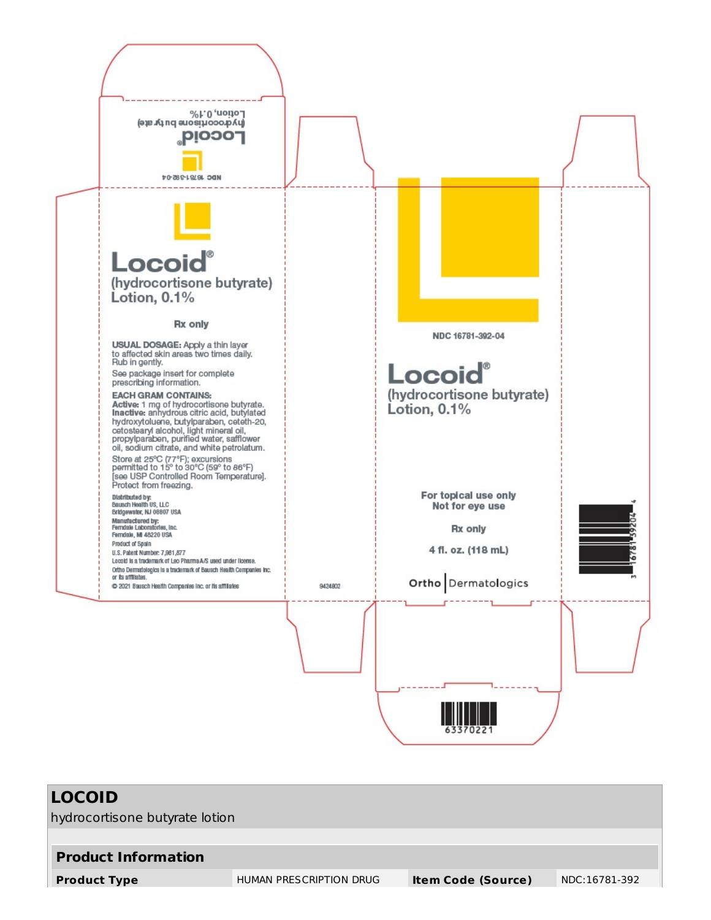NDC 16781-392-04

**Locoid®**
(hydrocortisone butyrate)
Lotion, 0.1%

**Locoid®**
(hydrocortisone butyrate)
Lotion, 0.1%

**Rx only**

**USUAL DOSAGE:** Apply a thin layer to affected skin areas two times daily. Rub in gently.

See package insert for complete prescribing information.

**EACH GRAM CONTAINS:**
**Active:** 1 mg of hydrocortisone butyrate.
**Inactive:** anhydrous citric acid, butylated hydroxytoluene, butylparaben, ceteth-20, cetostearyl alcohol, light mineral oil, propylparaben, purified water, safflower oil, sodium citrate, and white petrolatum.

Store at 25°C (77°F); excursions permitted to 15° to 30°C (59° to 86°F) [see USP Controlled Room Temperature]. Protect from freezing.

Distributed by:
Bausch Health US, LLC
Bridgewater, NJ 08807 USA

Manufactured by:
Ferndale Laboratories, Inc.
Ferndale, MI 48220 USA

Product of Spain

U.S. Patent Number: 7,981,877

Locoid is a trademark of Leo Pharma A/S used under license.

Ortho Dermatologics is a trademark of Bausch Health Companies Inc. or its affiliates.

© 2021 Bausch Health Companies Inc. or its affiliates

9424802

NDC 16781-392-04

**Locoid®**
(hydrocortisone butyrate)
Lotion, 0.1%

**For topical use only**
**Not for eye use**

**Rx only**

**4 fl. oz. (118 mL)**

Ortho Dermatologics

3 16781 39204 4

63370221

## LOCOID

hydrocortisone butyrate lotion

| **Product Information** | | | |
|---|---|---|---|
| **Product Type** | HUMAN PRESCRIPTION DRUG | **Item Code (Source)** | NDC:16781-392 |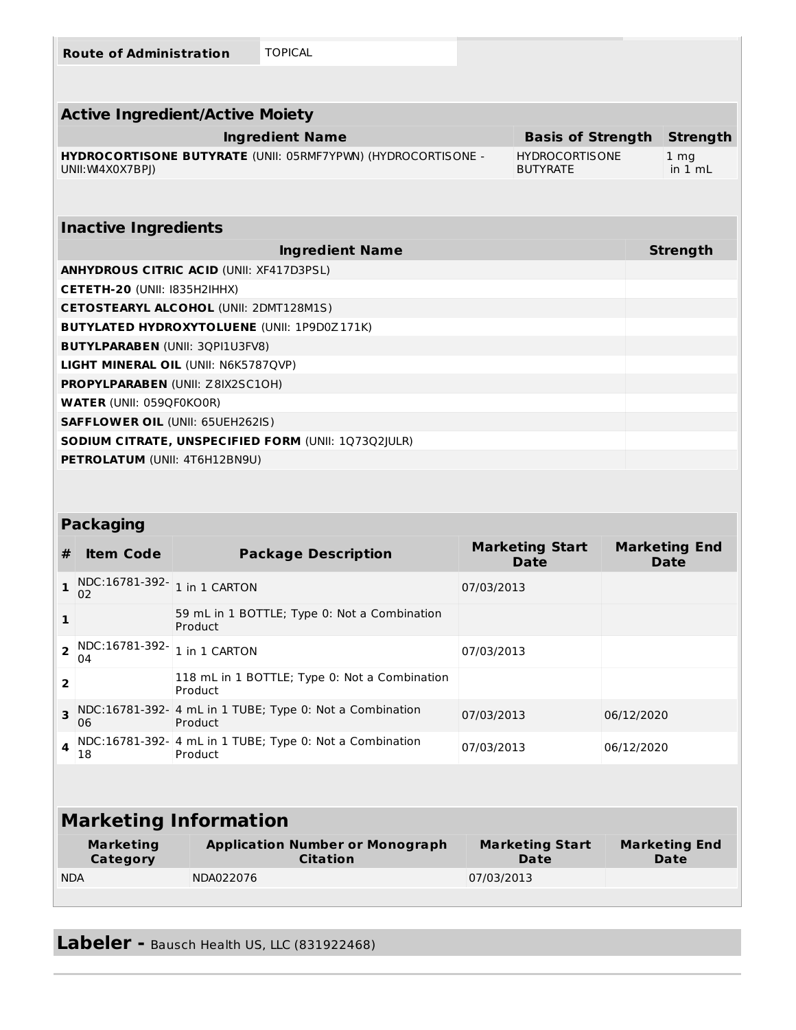| Route of Administration | TOPICAL |
| --- | --- |

| Active Ingredient/Active Moiety | | |
| --- | --- | --- |
| **Ingredient Name** | **Basis of Strength** | **Strength** |
| **HYDROCORTISONE BUTYRATE** (UNII: 05RMF7YPWN) (HYDROCORTISONE - UNII:WI4X0X7BPJ) | HYDROCORTISONE BUTYRATE | 1 mg in 1 mL |

| Inactive Ingredients | |
| --- | --- |
| **Ingredient Name** | **Strength** |
| **ANHYDROUS CITRIC ACID** (UNII: XF417D3PSL) | |
| **CETETH-20** (UNII: I835H2IHHX) | |
| **CETOSTEARYL ALCOHOL** (UNII: 2DMT128M1S) | |
| **BUTYLATED HYDROXYTOLUENE** (UNII: 1P9D0Z171K) | |
| **BUTYLPARABEN** (UNII: 3QPI1U3FV8) | |
| **LIGHT MINERAL OIL** (UNII: N6K5787QVP) | |
| **PROPYLPARABEN** (UNII: Z8IX2SC1OH) | |
| **WATER** (UNII: 059QF0KO0R) | |
| **SAFFLOWER OIL** (UNII: 65UEH262IS) | |
| **SODIUM CITRATE, UNSPECIFIED FORM** (UNII: 1Q73Q2JULR) | |
| **PETROLATUM** (UNII: 4T6H12BN9U) | |

| Packaging | | | | |
| --- | --- | --- | --- | --- |
| **#** | **Item Code** | **Package Description** | **Marketing Start Date** | **Marketing End Date** |
| 1 | NDC:16781-392-02 | 1 in 1 CARTON | 07/03/2013 | |
| 1 | | 59 mL in 1 BOTTLE; Type 0: Not a Combination Product | | |
| 2 | NDC:16781-392-04 | 1 in 1 CARTON | 07/03/2013 | |
| 2 | | 118 mL in 1 BOTTLE; Type 0: Not a Combination Product | | |
| 3 | NDC:16781-392-06 | 4 mL in 1 TUBE; Type 0: Not a Combination Product | 07/03/2013 | 06/12/2020 |
| 4 | NDC:16781-392-18 | 4 mL in 1 TUBE; Type 0: Not a Combination Product | 07/03/2013 | 06/12/2020 |

| Marketing Information | | | |
| --- | --- | --- | --- |
| **Marketing Category** | **Application Number or Monograph Citation** | **Marketing Start Date** | **Marketing End Date** |
| NDA | NDA022076 | 07/03/2013 | |

## Labeler - Bausch Health US, LLC (831922468)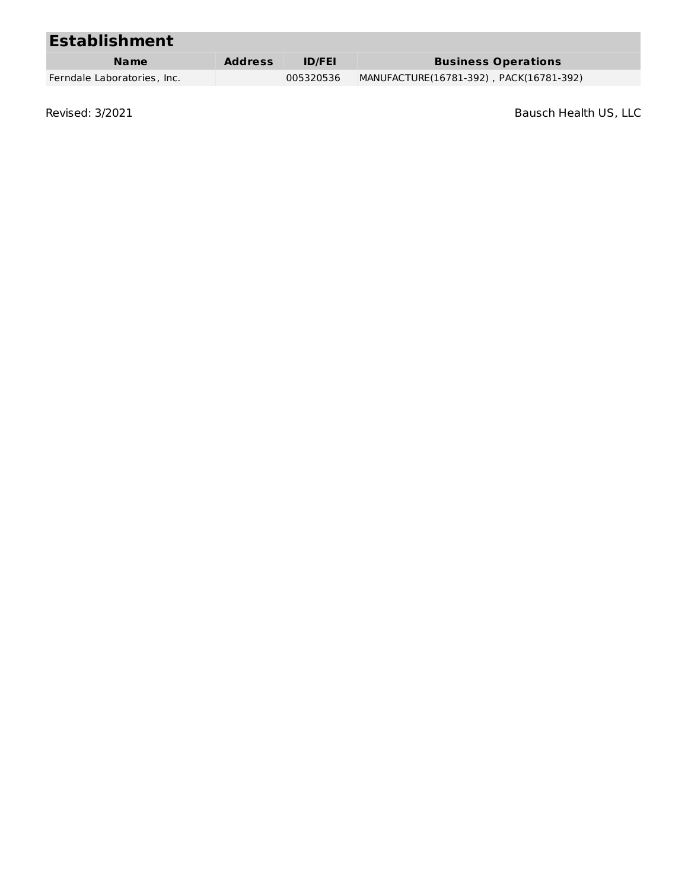## Establishment

| Name | Address | ID/FEI | Business Operations |
| --- | --- | --- | --- |
| Ferndale Laboratories, Inc. | | 005320536 | MANUFACTURE(16781-392) , PACK(16781-392) |

Revised: 3/2021

Bausch Health US, LLC